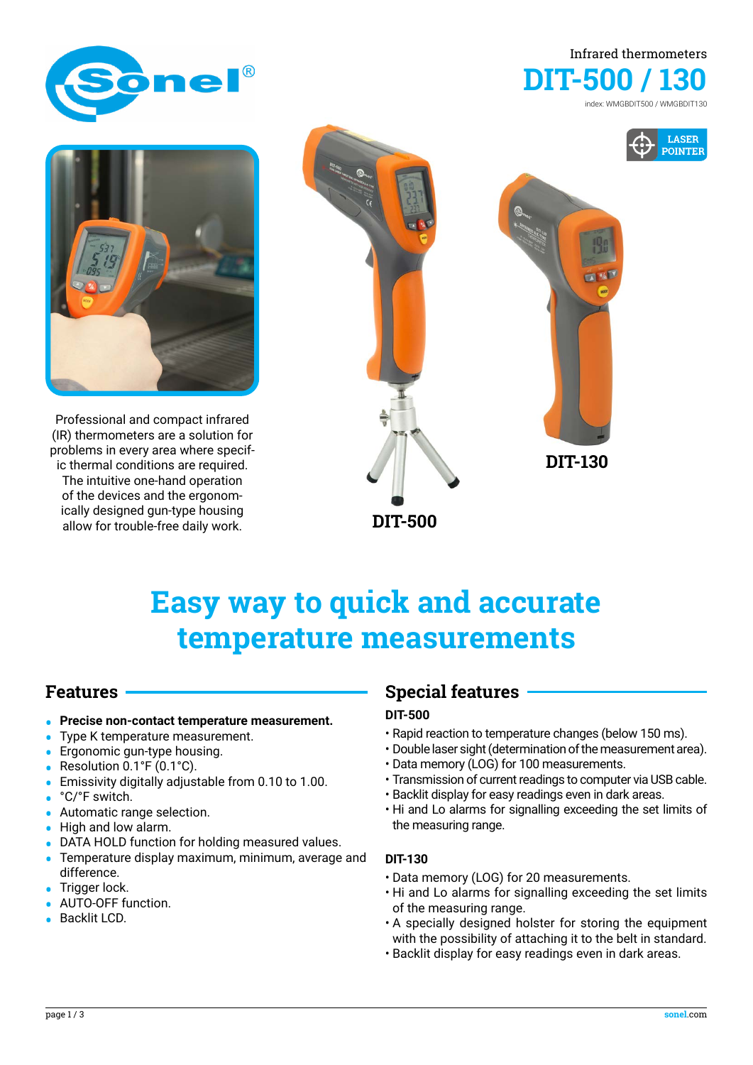Infrared thermometers

# DIT-500 / 130

index: WMGBDIT500 / WMGBDIT130

LASER POINTER

Professional and compact infrared (IR) thermometers are a solution for problems in every area where specific thermal conditions are required. The intuitive one-hand operation of the devices and the ergonomically designed gun-type housing allow for trouble-free daily work.

DIT-500

DIT-130

# Easy way to quick and accurate temperature measurements

## Features

- **Precise non-contact temperature measurement.**
- Type K temperature measurement.
- Ergonomic gun-type housing.
- Resolution 0.1°F (0.1°C).
- Emissivity digitally adjustable from 0.10 to 1.00.
- °C/°F switch.
- Automatic range selection.
- High and low alarm.
- DATA HOLD function for holding measured values.
- Temperature display maximum, minimum, average and difference.
- Trigger lock.
- AUTO-OFF function.
- Backlit LCD.

## Special features

### DIT-500

- Rapid reaction to temperature changes (below 150 ms).
- Double laser sight (determination of the measurement area).
- Data memory (LOG) for 100 measurements.
- Transmission of current readings to computer via USB cable.
- Backlit display for easy readings even in dark areas.
- Hi and Lo alarms for signalling exceeding the set limits of the measuring range.

### DIT-130

- Data memory (LOG) for 20 measurements.
- Hi and Lo alarms for signalling exceeding the set limits of the measuring range.
- A specially designed holster for storing the equipment with the possibility of attaching it to the belt in standard.
- Backlit display for easy readings even in dark areas.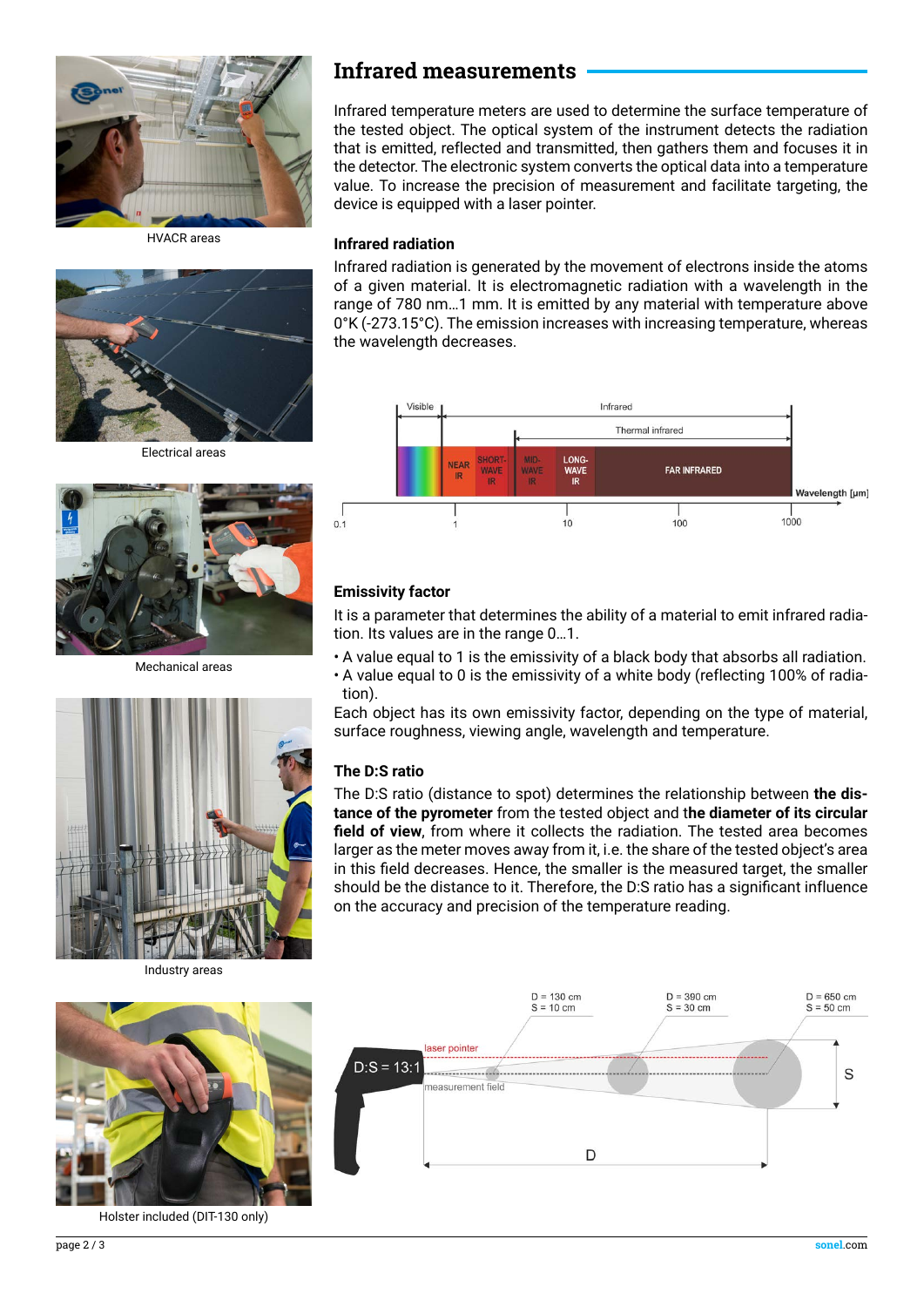## Infrared measurements

Infrared temperature meters are used to determine the surface temperature of the tested object. The optical system of the instrument detects the radiation that is emitted, reflected and transmitted, then gathers them and focuses it in the detector. The electronic system converts the optical data into a temperature value. To increase the precision of measurement and facilitate targeting, the device is equipped with a laser pointer.

HVACR areas

Electrical areas

Mechanical areas

Industry areas

### Infrared radiation

Infrared radiation is generated by the movement of electrons inside the atoms of a given material. It is electromagnetic radiation with a wavelength in the range of 780 nm…1 mm. It is emitted by any material with temperature above 0°K (-273.15°C). The emission increases with increasing temperature, whereas the wavelength decreases.

Visible | Infrared | Thermal infrared | NEAR IR | SHORT-WAVE IR | MID-WAVE IR | LONG-WAVE IR | FAR INFRARED | Wavelength [μm] | 0.1 | 1 | 10 | 100 | 1000

### Emissivity factor

It is a parameter that determines the ability of a material to emit infrared radiation. Its values are in the range 0…1.

- A value equal to 1 is the emissivity of a black body that absorbs all radiation.
- A value equal to 0 is the emissivity of a white body (reflecting 100% of radiation).

Each object has its own emissivity factor, depending on the type of material, surface roughness, viewing angle, wavelength and temperature.

### The D:S ratio

The D:S ratio (distance to spot) determines the relationship between **the distance of the pyrometer** from the tested object and t**he diameter of its circular field of view**, from where it collects the radiation. The tested area becomes larger as the meter moves away from it, i.e. the share of the tested object's area in this field decreases. Hence, the smaller is the measured target, the smaller should be the distance to it. Therefore, the D:S ratio has a significant influence on the accuracy and precision of the temperature reading.

D = 130 cm, S = 10 cm | D = 390 cm, S = 30 cm | D = 650 cm, S = 50 cm | D:S = 13:1 | laser pointer | measurement field | S | D

Holster included (DIT-130 only)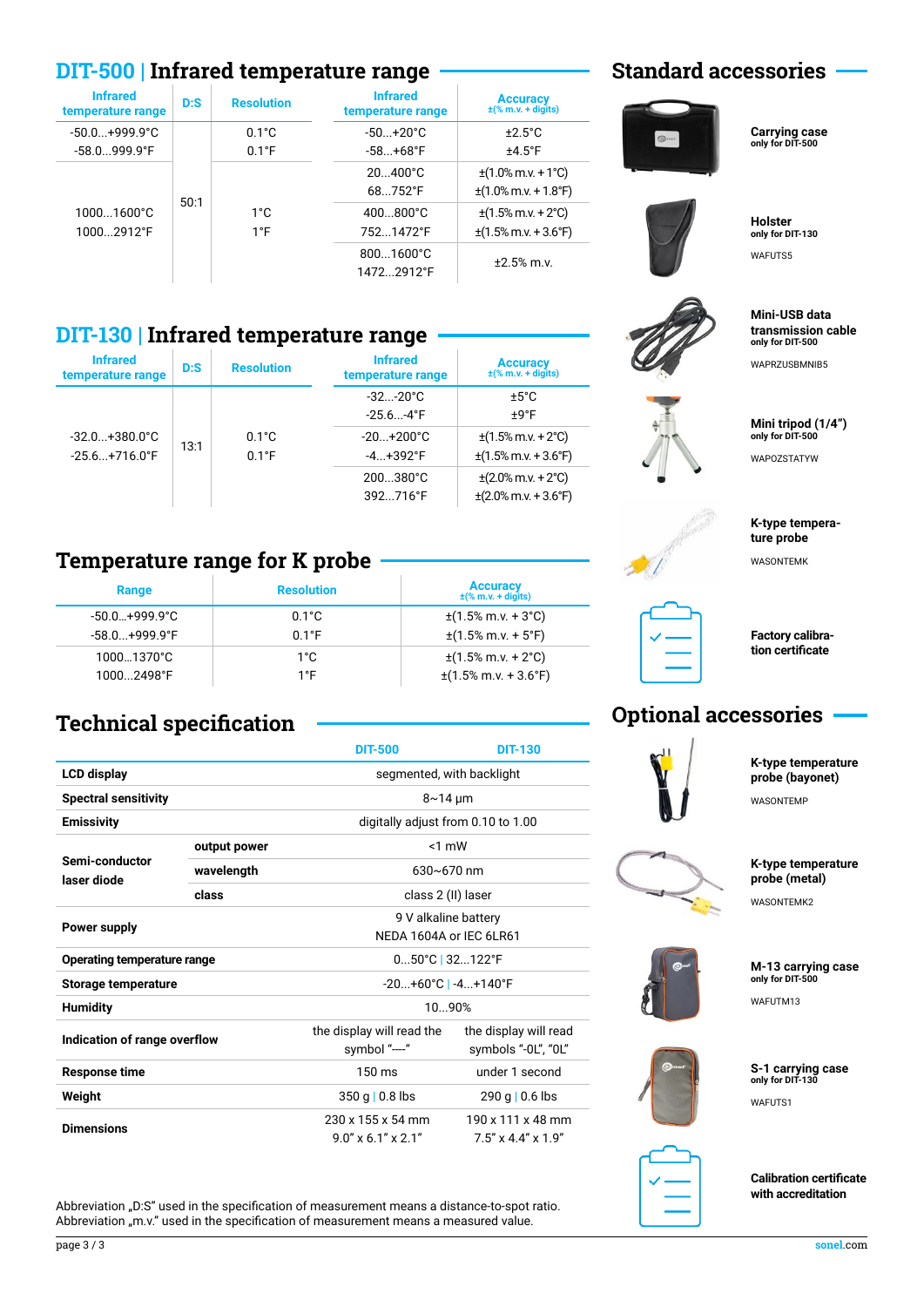## DIT-500 | Infrared temperature range

| Infrared temperature range | D:S | Resolution | Infrared temperature range | Accuracy ±(% m.v. + digits) |
|---|---|---|---|---|
| -50.0...+999.9°C<br>-58.0...999.9°F | 50:1 | 0.1°C<br>0.1°F | -50...+20°C<br>-58...+68°F | ±2.5°C<br>±4.5°F |
| 1000...1600°C<br>1000...2912°F | | 1°C<br>1°F | 20...400°C<br>68...752°F | ±(1.0% m.v. + 1°C)<br>±(1.0% m.v. + 1.8°F) |
| | | | 400...800°C<br>752...1472°F | ±(1.5% m.v. + 2°C)<br>±(1.5% m.v. + 3.6°F) |
| | | | 800...1600°C<br>1472...2912°F | ±2.5% m.v. |

## DIT-130 | Infrared temperature range

| Infrared temperature range | D:S | Resolution | Infrared temperature range | Accuracy ±(% m.v. + digits) |
|---|---|---|---|---|
| -32.0...+380.0°C<br>-25.6...+716.0°F | 13:1 | 0.1°C<br>0.1°F | -32...-20°C<br>-25.6...-4°F | ±5°C<br>±9°F |
| | | | -20...+200°C<br>-4...+392°F | ±(1.5% m.v. + 2°C)<br>±(1.5% m.v. + 3.6°F) |
| | | | 200...380°C<br>392...716°F | ±(2.0% m.v. + 2°C)<br>±(2.0% m.v. + 3.6°F) |

## Temperature range for K probe

| Range | Resolution | Accuracy ±(% m.v. + digits) |
|---|---|---|
| -50.0...+999.9°C<br>-58.0...+999.9°F | 0.1°C<br>0.1°F | ±(1.5% m.v. + 3°C)<br>±(1.5% m.v. + 5°F) |
| 1000...1370°C<br>1000...2498°F | 1°C<br>1°F | ±(1.5% m.v. + 2°C)<br>±(1.5% m.v. + 3.6°F) |

## Technical specification

| | | DIT-500 | DIT-130 |
|---|---|---|---|
| **LCD display** | | segmented, with backlight | |
| **Spectral sensitivity** | | 8~14 µm | |
| **Emissivity** | | digitally adjust from 0.10 to 1.00 | |
| **Semi-conductor laser diode** | **output power** | <1 mW | |
| | **wavelength** | 630~670 nm | |
| | **class** | class 2 (II) laser | |
| **Power supply** | | 9 V alkaline battery<br>NEDA 1604A or IEC 6LR61 | |
| **Operating temperature range** | | 0...50°C \| 32...122°F | |
| **Storage temperature** | | -20...+60°C \| -4...+140°F | |
| **Humidity** | | 10...90% | |
| **Indication of range overflow** | | the display will read the symbol "----" | the display will read symbols "-0L", "0L" |
| **Response time** | | 150 ms | under 1 second |
| **Weight** | | 350 g \| 0.8 lbs | 290 g \| 0.6 lbs |
| **Dimensions** | | 230 x 155 x 54 mm<br>9.0" x 6.1" x 2.1" | 190 x 111 x 48 mm<br>7.5" x 4.4" x 1.9" |

Abbreviation „D:S" used in the specification of measurement means a distance-to-spot ratio.
Abbreviation „m.v." used in the specification of measurement means a measured value.

## Standard accessories

**Carrying case**
only for DIT-500

**Holster**
only for DIT-130
WAFUTS5

**Mini-USB data transmission cable**
only for DIT-500
WAPRZUSBMNIB5

**Mini tripod (1/4")**
only for DIT-500
WAPOZSTATYW

**K-type temperature probe**
WASONTEMK

**Factory calibration certificate**

## Optional accessories

**K-type temperature probe (bayonet)**
WASONTEMP

**K-type temperature probe (metal)**
WASONTEMK2

**M-13 carrying case**
only for DIT-500
WAFUTM13

**S-1 carrying case**
only for DIT-130
WAFUTS1

**Calibration certificate with accreditation**